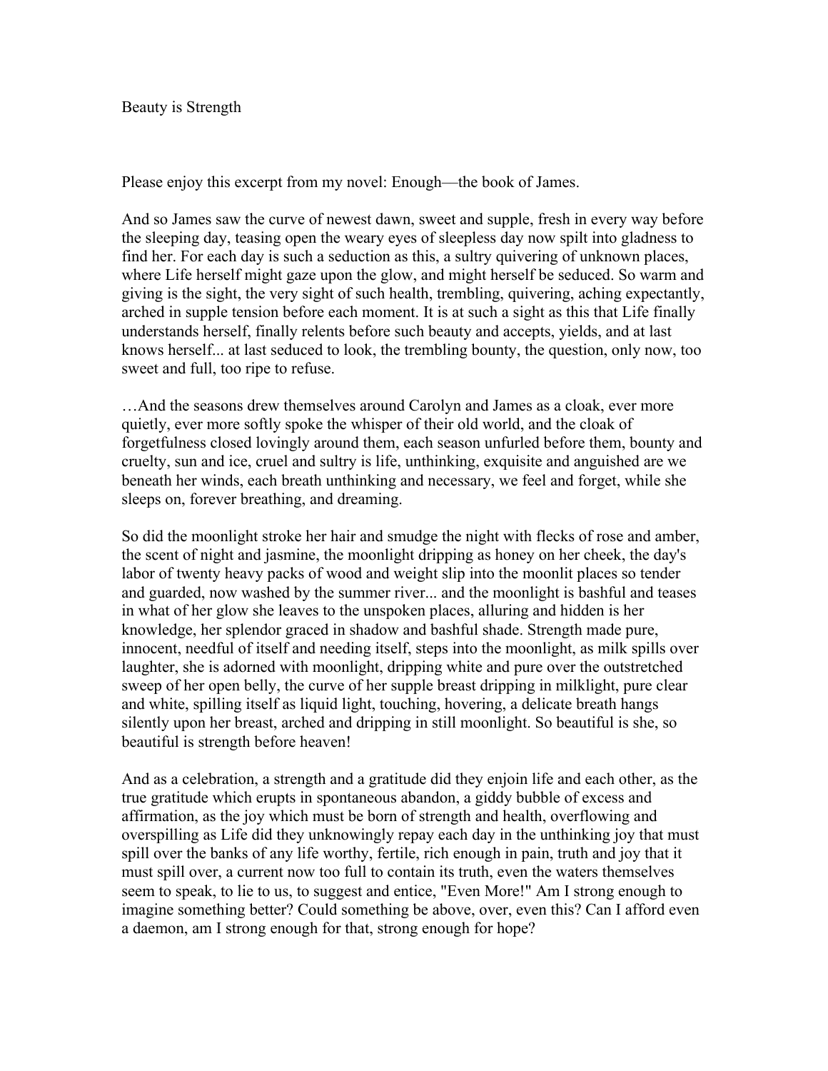# Beauty is Strength

Please enjoy this excerpt from my novel: Enough—the book of James.

And so James saw the curve of newest dawn, sweet and supple, fresh in every way before the sleeping day, teasing open the weary eyes of sleepless day now spilt into gladness to find her. For each day is such a seduction as this, a sultry quivering of unknown places, where Life herself might gaze upon the glow, and might herself be seduced. So warm and giving is the sight, the very sight of such health, trembling, quivering, aching expectantly, arched in supple tension before each moment. It is at such a sight as this that Life finally understands herself, finally relents before such beauty and accepts, yields, and at last knows herself... at last seduced to look, the trembling bounty, the question, only now, too sweet and full, too ripe to refuse.

…And the seasons drew themselves around Carolyn and James as a cloak, ever more quietly, ever more softly spoke the whisper of their old world, and the cloak of forgetfulness closed lovingly around them, each season unfurled before them, bounty and cruelty, sun and ice, cruel and sultry is life, unthinking, exquisite and anguished are we beneath her winds, each breath unthinking and necessary, we feel and forget, while she sleeps on, forever breathing, and dreaming.

So did the moonlight stroke her hair and smudge the night with flecks of rose and amber, the scent of night and jasmine, the moonlight dripping as honey on her cheek, the day's labor of twenty heavy packs of wood and weight slip into the moonlit places so tender and guarded, now washed by the summer river... and the moonlight is bashful and teases in what of her glow she leaves to the unspoken places, alluring and hidden is her knowledge, her splendor graced in shadow and bashful shade. Strength made pure, innocent, needful of itself and needing itself, steps into the moonlight, as milk spills over laughter, she is adorned with moonlight, dripping white and pure over the outstretched sweep of her open belly, the curve of her supple breast dripping in milklight, pure clear and white, spilling itself as liquid light, touching, hovering, a delicate breath hangs silently upon her breast, arched and dripping in still moonlight. So beautiful is she, so beautiful is strength before heaven!

And as a celebration, a strength and a gratitude did they enjoin life and each other, as the true gratitude which erupts in spontaneous abandon, a giddy bubble of excess and affirmation, as the joy which must be born of strength and health, overflowing and overspilling as Life did they unknowingly repay each day in the unthinking joy that must spill over the banks of any life worthy, fertile, rich enough in pain, truth and joy that it must spill over, a current now too full to contain its truth, even the waters themselves seem to speak, to lie to us, to suggest and entice, "Even More!" Am I strong enough to imagine something better? Could something be above, over, even this? Can I afford even a daemon, am I strong enough for that, strong enough for hope?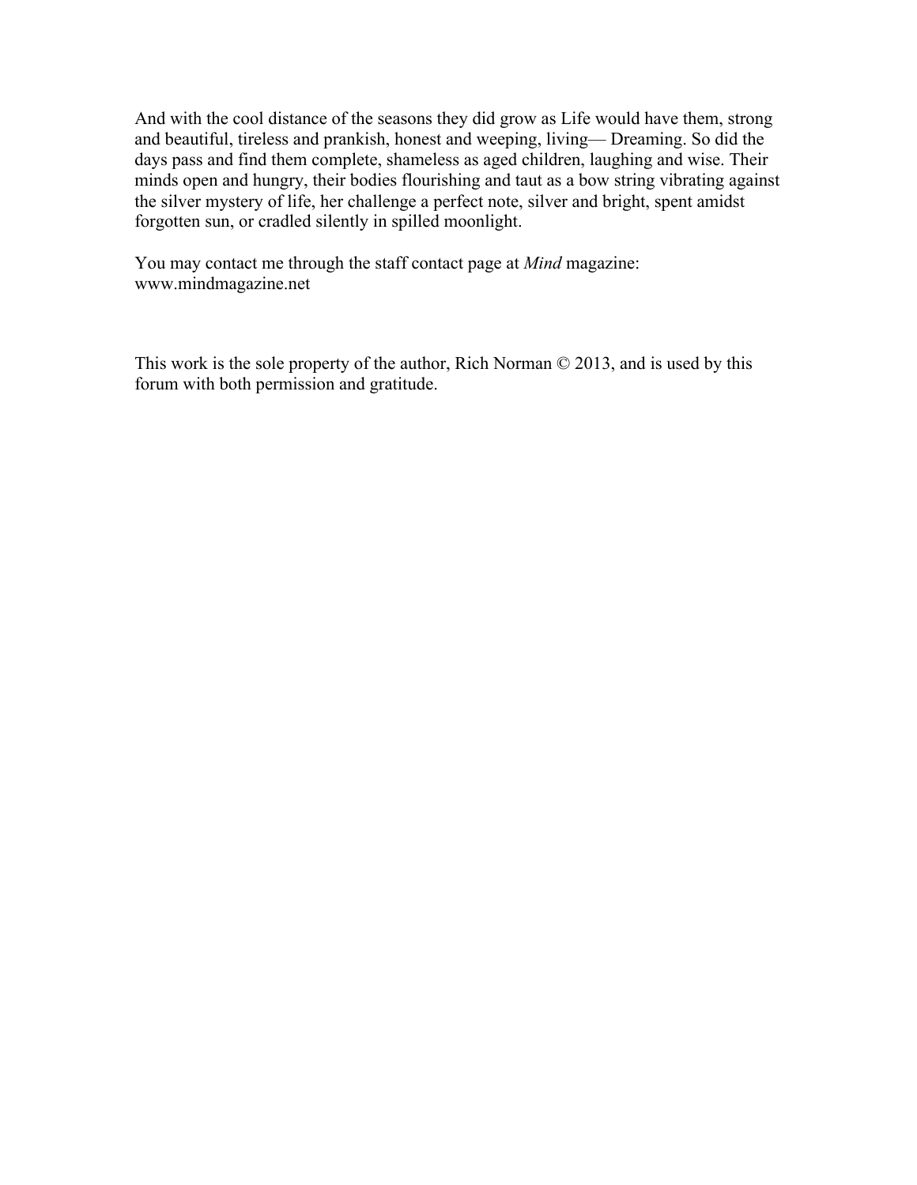And with the cool distance of the seasons they did grow as Life would have them, strong and beautiful, tireless and prankish, honest and weeping, living— Dreaming. So did the days pass and find them complete, shameless as aged children, laughing and wise. Their minds open and hungry, their bodies flourishing and taut as a bow string vibrating against the silver mystery of life, her challenge a perfect note, silver and bright, spent amidst forgotten sun, or cradled silently in spilled moonlight.

You may contact me through the staff contact page at *Mind* magazine: www.mindmagazine.net

This work is the sole property of the author, Rich Norman © 2013, and is used by this forum with both permission and gratitude.